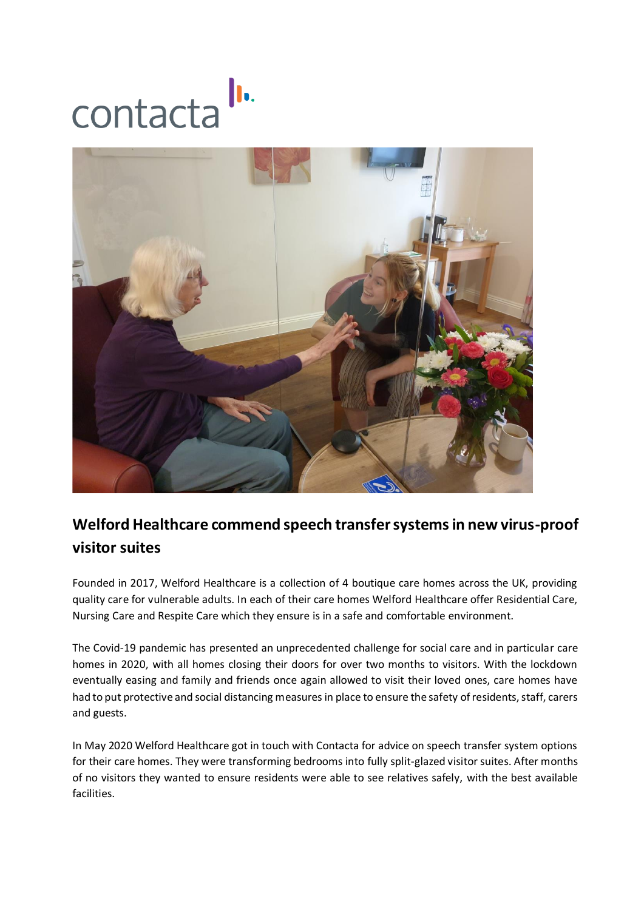contacta

## Welford Healthcare commend speech transfer systems in new virus-proof visitor suites

Founded in 2017, Welford Healthcare is a collection of 4 boutique care homes across the UK, providing quality care for vulnerable adults. In each of their care homes Welford Healthcare offer Residential Care, Nursing Care and Respite Care which they ensure is in a safe and comfortable environment.

The Covid-19 pandemic has presented an unprecedented challenge for social care and in particular care homes in 2020, with all homes closing their doors for over two months to visitors. With the lockdown eventually easing and family and friends once again allowed to visit their loved ones, care homes have had to put protective and social distancing measures in place to ensure the safety of residents, staff, carers and guests.

In May 2020 Welford Healthcare got in touch with Contacta for advice on speech transfer system options for their care homes. They were transforming bedrooms into fully split-glazed visitor suites. After months of no visitors they wanted to ensure residents were able to see relatives safely, with the best available facilities.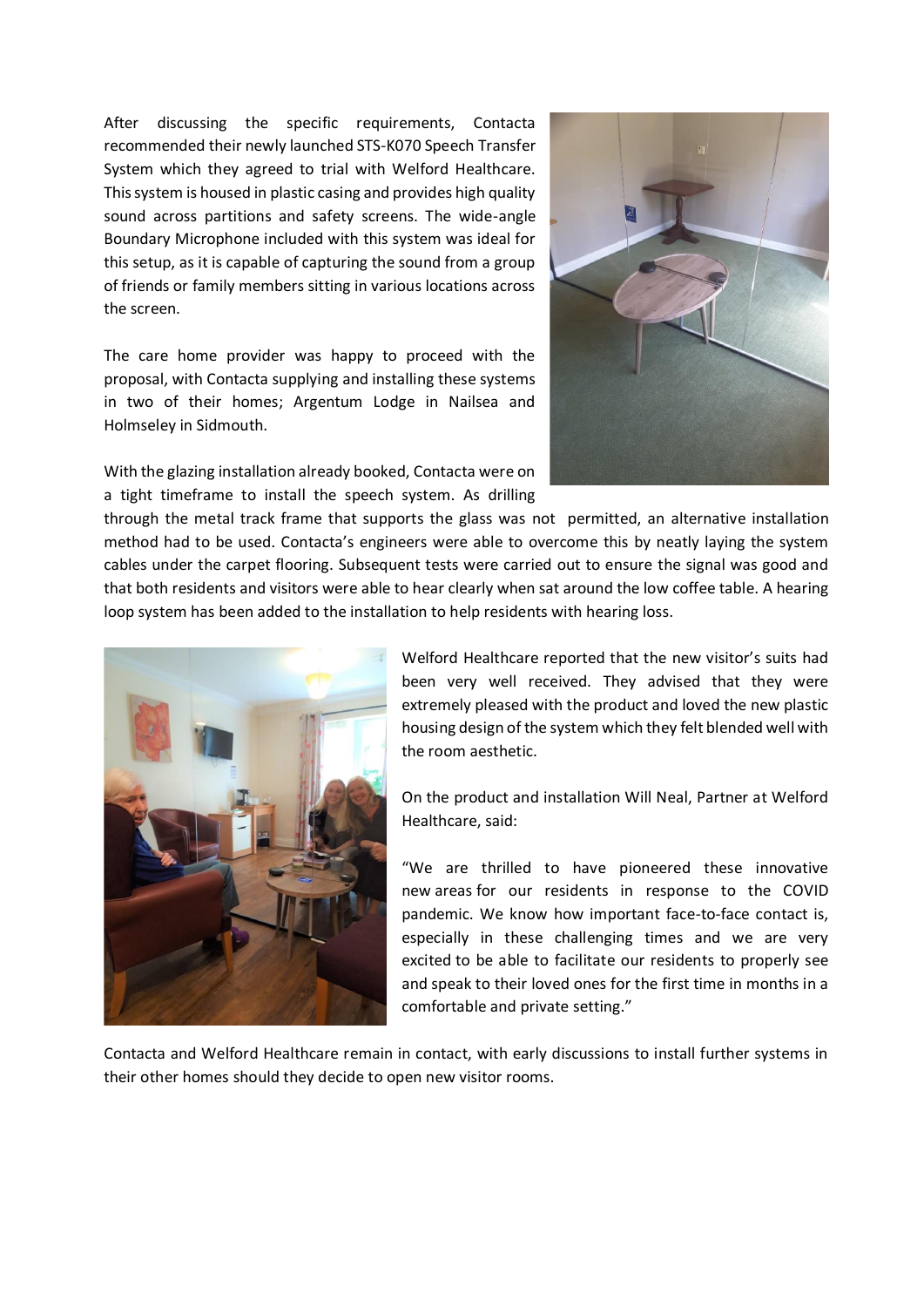After discussing the specific requirements, Contacta recommended their newly launched STS-K070 Speech Transfer System which they agreed to trial with Welford Healthcare. This system is housed in plastic casing and provides high quality sound across partitions and safety screens. The wide-angle Boundary Microphone included with this system was ideal for this setup, as it is capable of capturing the sound from a group of friends or family members sitting in various locations across the screen.

The care home provider was happy to proceed with the proposal, with Contacta supplying and installing these systems in two of their homes; Argentum Lodge in Nailsea and Holmseley in Sidmouth.

With the glazing installation already booked, Contacta were on a tight timeframe to install the speech system. As drilling through the metal track frame that supports the glass was not permitted, an alternative installation method had to be used. Contacta's engineers were able to overcome this by neatly laying the system cables under the carpet flooring. Subsequent tests were carried out to ensure the signal was good and that both residents and visitors were able to hear clearly when sat around the low coffee table. A hearing loop system has been added to the installation to help residents with hearing loss.

Welford Healthcare reported that the new visitor's suits had been very well received. They advised that they were extremely pleased with the product and loved the new plastic housing design of the system which they felt blended well with the room aesthetic.

On the product and installation Will Neal, Partner at Welford Healthcare, said:

"We are thrilled to have pioneered these innovative new areas for our residents in response to the COVID pandemic. We know how important face-to-face contact is, especially in these challenging times and we are very excited to be able to facilitate our residents to properly see and speak to their loved ones for the first time in months in a comfortable and private setting."

Contacta and Welford Healthcare remain in contact, with early discussions to install further systems in their other homes should they decide to open new visitor rooms.